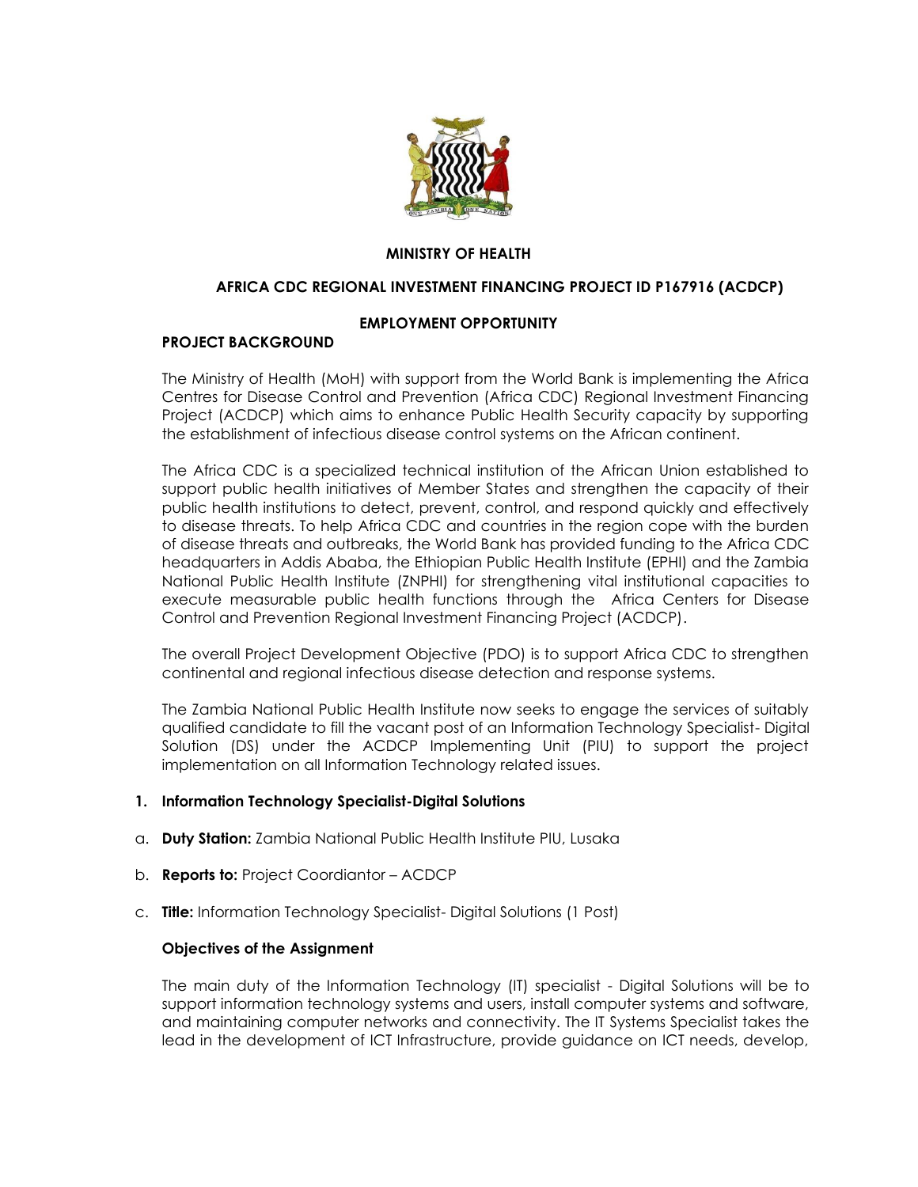**MINISTRY OF HEALTH**

**AFRICA CDC REGIONAL INVESTMENT FINANCING PROJECT ID P167916 (ACDCP)**

**EMPLOYMENT OPPORTUNITY**

**PROJECT BACKGROUND**

The Ministry of Health (MoH) with support from the World Bank is implementing the Africa Centres for Disease Control and Prevention (Africa CDC) Regional Investment Financing Project (ACDCP) which aims to enhance Public Health Security capacity by supporting the establishment of infectious disease control systems on the African continent.

The Africa CDC is a specialized technical institution of the African Union established to support public health initiatives of Member States and strengthen the capacity of their public health institutions to detect, prevent, control, and respond quickly and effectively to disease threats. To help Africa CDC and countries in the region cope with the burden of disease threats and outbreaks, the World Bank has provided funding to the Africa CDC headquarters in Addis Ababa, the Ethiopian Public Health Institute (EPHI) and the Zambia National Public Health Institute (ZNPHI) for strengthening vital institutional capacities to execute measurable public health functions through the Africa Centers for Disease Control and Prevention Regional Investment Financing Project (ACDCP).

The overall Project Development Objective (PDO) is to support Africa CDC to strengthen continental and regional infectious disease detection and response systems.

The Zambia National Public Health Institute now seeks to engage the services of suitably qualified candidate to fill the vacant post of an Information Technology Specialist- Digital Solution (DS) under the ACDCP Implementing Unit (PIU) to support the project implementation on all Information Technology related issues.

**1. Information Technology Specialist-Digital Solutions**

a. **Duty Station:** Zambia National Public Health Institute PIU, Lusaka

b. **Reports to:** Project Coordiantor – ACDCP

c. **Title:** Information Technology Specialist- Digital Solutions (1 Post)

**Objectives of the Assignment**

The main duty of the Information Technology (IT) specialist - Digital Solutions will be to support information technology systems and users, install computer systems and software, and maintaining computer networks and connectivity. The IT Systems Specialist takes the lead in the development of ICT Infrastructure, provide guidance on ICT needs, develop,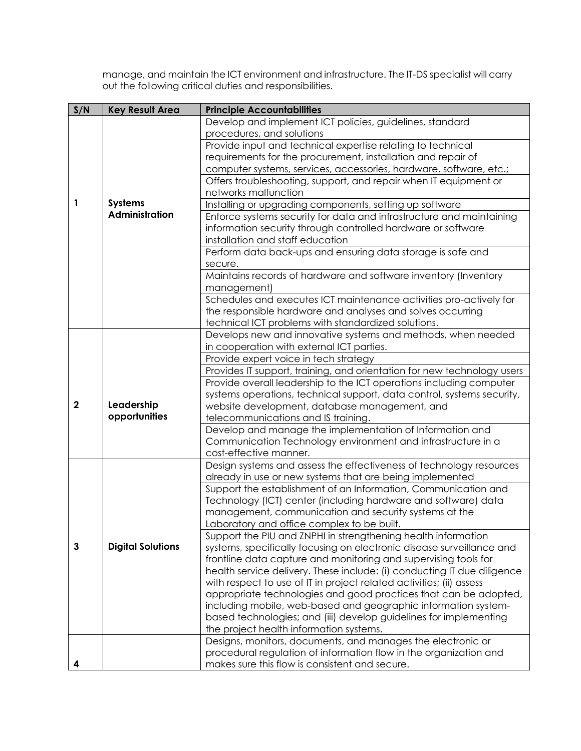manage, and maintain the ICT environment and infrastructure. The IT-DS specialist will carry out the following critical duties and responsibilities.

| S/N | Key Result Area | Principle Accountabilities |
|---|---|---|
| 1 | Systems Administration | Develop and implement ICT policies, guidelines, standard procedures, and solutions |
| | | Provide input and technical expertise relating to technical requirements for the procurement, installation and repair of computer systems, services, accessories, hardware, software, etc.; |
| | | Offers troubleshooting, support, and repair when IT equipment or networks malfunction |
| | | Installing or upgrading components, setting up software |
| | | Enforce systems security for data and infrastructure and maintaining information security through controlled hardware or software installation and staff education |
| | | Perform data back-ups and ensuring data storage is safe and secure. |
| | | Maintains records of hardware and software inventory (Inventory management) |
| | | Schedules and executes ICT maintenance activities pro-actively for the responsible hardware and analyses and solves occurring technical ICT problems with standardized solutions. |
| 2 | Leadership opportunities | Develops new and innovative systems and methods, when needed in cooperation with external ICT parties. |
| | | Provide expert voice in tech strategy |
| | | Provides IT support, training, and orientation for new technology users |
| | | Provide overall leadership to the ICT operations including computer systems operations, technical support, data control, systems security, website development, database management, and telecommunications and IS training. |
| | | Develop and manage the implementation of Information and Communication Technology environment and infrastructure in a cost-effective manner. |
| 3 | Digital Solutions | Design systems and assess the effectiveness of technology resources already in use or new systems that are being implemented |
| | | Support the establishment of an Information, Communication and Technology (ICT) center (including hardware and software) data management, communication and security systems at the Laboratory and office complex to be built. |
| | | Support the PIU and ZNPHI in strengthening health information systems, specifically focusing on electronic disease surveillance and frontline data capture and monitoring and supervising tools for health service delivery. These include: (i) conducting IT due diligence with respect to use of IT in project related activities; (ii) assess appropriate technologies and good practices that can be adopted, including mobile, web-based and geographic information system-based technologies; and (iii) develop guidelines for implementing the project health information systems. |
| 4 | | Designs, monitors, documents, and manages the electronic or procedural regulation of information flow in the organization and makes sure this flow is consistent and secure. |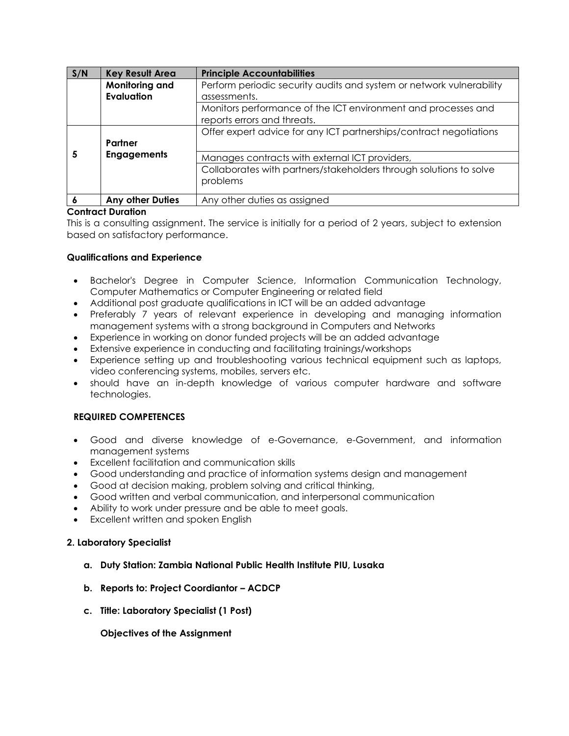| S/N | Key Result Area | Principle Accountabilities |
|---|---|---|
| | **Monitoring and Evaluation** | Perform periodic security audits and system or network vulnerability assessments. |
| | | Monitors performance of the ICT environment and processes and reports errors and threats. |
| **5** | **Partner Engagements** | Offer expert advice for any ICT partnerships/contract negotiations |
| | | Manages contracts with external ICT providers, |
| | | Collaborates with partners/stakeholders through solutions to solve problems |
| **6** | **Any other Duties** | Any other duties as assigned |

**Contract Duration**

This is a consulting assignment. The service is initially for a period of 2 years, subject to extension based on satisfactory performance.

**Qualifications and Experience**

- Bachelor's Degree in Computer Science, Information Communication Technology, Computer Mathematics or Computer Engineering or related field
- Additional post graduate qualifications in ICT will be an added advantage
- Preferably 7 years of relevant experience in developing and managing information management systems with a strong background in Computers and Networks
- Experience in working on donor funded projects will be an added advantage
- Extensive experience in conducting and facilitating trainings/workshops
- Experience setting up and troubleshooting various technical equipment such as laptops, video conferencing systems, mobiles, servers etc.
- should have an in-depth knowledge of various computer hardware and software technologies.

**REQUIRED COMPETENCES**

- Good and diverse knowledge of e-Governance, e-Government, and information management systems
- Excellent facilitation and communication skills
- Good understanding and practice of information systems design and management
- Good at decision making, problem solving and critical thinking,
- Good written and verbal communication, and interpersonal communication
- Ability to work under pressure and be able to meet goals.
- Excellent written and spoken English

**2. Laboratory Specialist**

a. **Duty Station: Zambia National Public Health Institute PIU, Lusaka**

b. **Reports to: Project Coordiantor – ACDCP**

c. **Title: Laboratory Specialist (1 Post)**

**Objectives of the Assignment**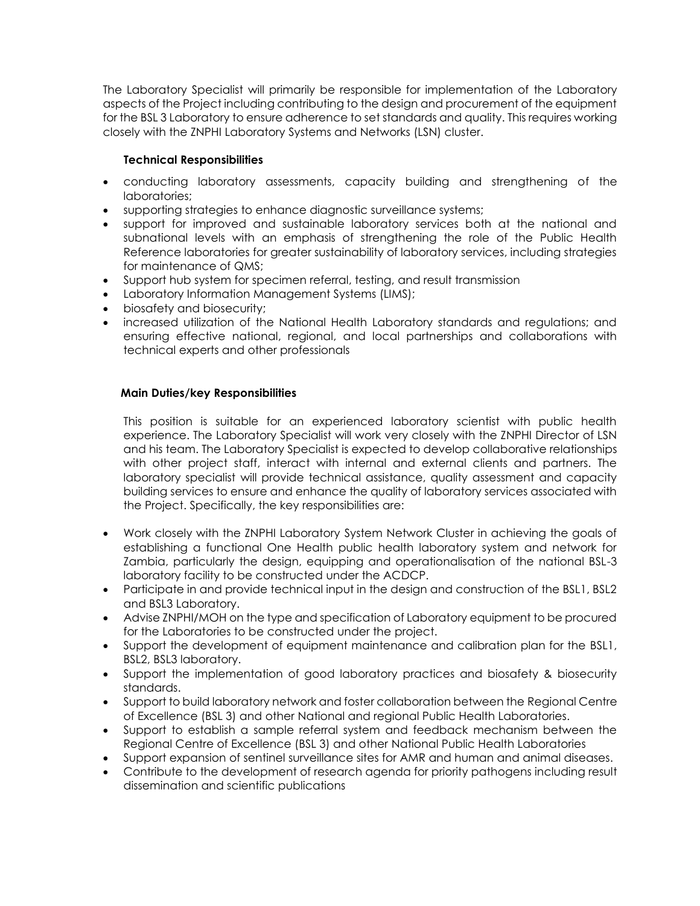The Laboratory Specialist will primarily be responsible for implementation of the Laboratory aspects of the Project including contributing to the design and procurement of the equipment for the BSL 3 Laboratory to ensure adherence to set standards and quality. This requires working closely with the ZNPHI Laboratory Systems and Networks (LSN) cluster.

**Technical Responsibilities**

- conducting laboratory assessments, capacity building and strengthening of the laboratories;
- supporting strategies to enhance diagnostic surveillance systems;
- support for improved and sustainable laboratory services both at the national and subnational levels with an emphasis of strengthening the role of the Public Health Reference laboratories for greater sustainability of laboratory services, including strategies for maintenance of QMS;
- Support hub system for specimen referral, testing, and result transmission
- Laboratory Information Management Systems (LIMS);
- biosafety and biosecurity;
- increased utilization of the National Health Laboratory standards and regulations; and ensuring effective national, regional, and local partnerships and collaborations with technical experts and other professionals

**Main Duties/key Responsibilities**

This position is suitable for an experienced laboratory scientist with public health experience. The Laboratory Specialist will work very closely with the ZNPHI Director of LSN and his team. The Laboratory Specialist is expected to develop collaborative relationships with other project staff, interact with internal and external clients and partners. The laboratory specialist will provide technical assistance, quality assessment and capacity building services to ensure and enhance the quality of laboratory services associated with the Project. Specifically, the key responsibilities are:

- Work closely with the ZNPHI Laboratory System Network Cluster in achieving the goals of establishing a functional One Health public health laboratory system and network for Zambia, particularly the design, equipping and operationalisation of the national BSL-3 laboratory facility to be constructed under the ACDCP.
- Participate in and provide technical input in the design and construction of the BSL1, BSL2 and BSL3 Laboratory.
- Advise ZNPHI/MOH on the type and specification of Laboratory equipment to be procured for the Laboratories to be constructed under the project.
- Support the development of equipment maintenance and calibration plan for the BSL1, BSL2, BSL3 laboratory.
- Support the implementation of good laboratory practices and biosafety & biosecurity standards.
- Support to build laboratory network and foster collaboration between the Regional Centre of Excellence (BSL 3) and other National and regional Public Health Laboratories.
- Support to establish a sample referral system and feedback mechanism between the Regional Centre of Excellence (BSL 3) and other National Public Health Laboratories
- Support expansion of sentinel surveillance sites for AMR and human and animal diseases.
- Contribute to the development of research agenda for priority pathogens including result dissemination and scientific publications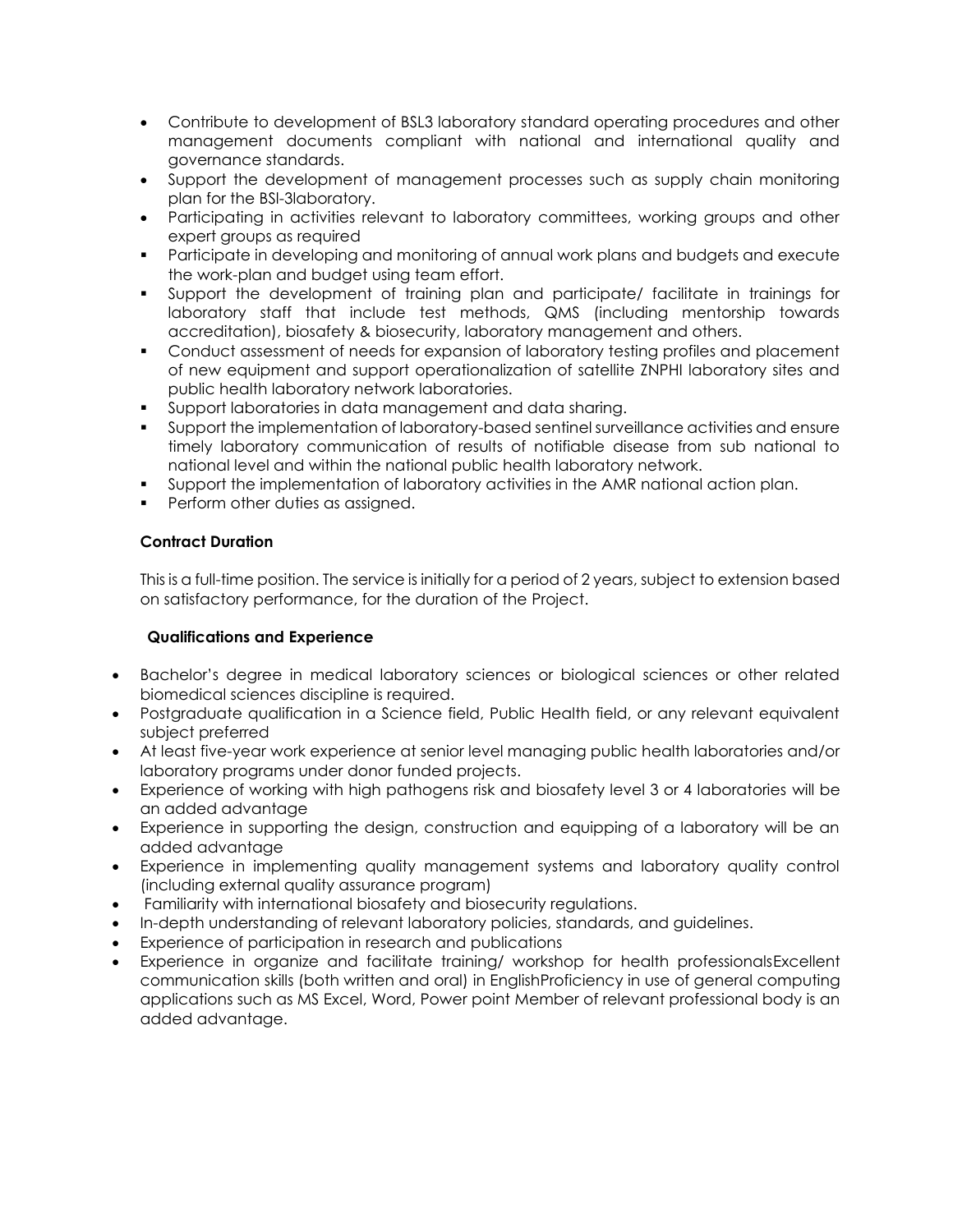- Contribute to development of BSL3 laboratory standard operating procedures and other management documents compliant with national and international quality and governance standards.
- Support the development of management processes such as supply chain monitoring plan for the BSl-3laboratory.
- Participating in activities relevant to laboratory committees, working groups and other expert groups as required
- Participate in developing and monitoring of annual work plans and budgets and execute the work-plan and budget using team effort.
- Support the development of training plan and participate/ facilitate in trainings for laboratory staff that include test methods, QMS (including mentorship towards accreditation), biosafety & biosecurity, laboratory management and others.
- Conduct assessment of needs for expansion of laboratory testing profiles and placement of new equipment and support operationalization of satellite ZNPHI laboratory sites and public health laboratory network laboratories.
- Support laboratories in data management and data sharing.
- Support the implementation of laboratory-based sentinel surveillance activities and ensure timely laboratory communication of results of notifiable disease from sub national to national level and within the national public health laboratory network.
- Support the implementation of laboratory activities in the AMR national action plan.
- Perform other duties as assigned.

**Contract Duration**

This is a full-time position. The service is initially for a period of 2 years, subject to extension based on satisfactory performance, for the duration of the Project.

**Qualifications and Experience**

- Bachelor's degree in medical laboratory sciences or biological sciences or other related biomedical sciences discipline is required.
- Postgraduate qualification in a Science field, Public Health field, or any relevant equivalent subject preferred
- At least five-year work experience at senior level managing public health laboratories and/or laboratory programs under donor funded projects.
- Experience of working with high pathogens risk and biosafety level 3 or 4 laboratories will be an added advantage
- Experience in supporting the design, construction and equipping of a laboratory will be an added advantage
- Experience in implementing quality management systems and laboratory quality control (including external quality assurance program)
- Familiarity with international biosafety and biosecurity regulations.
- In-depth understanding of relevant laboratory policies, standards, and guidelines.
- Experience of participation in research and publications
- Experience in organize and facilitate training/ workshop for health professionalsExcellent communication skills (both written and oral) in EnglishProficiency in use of general computing applications such as MS Excel, Word, Power point Member of relevant professional body is an added advantage.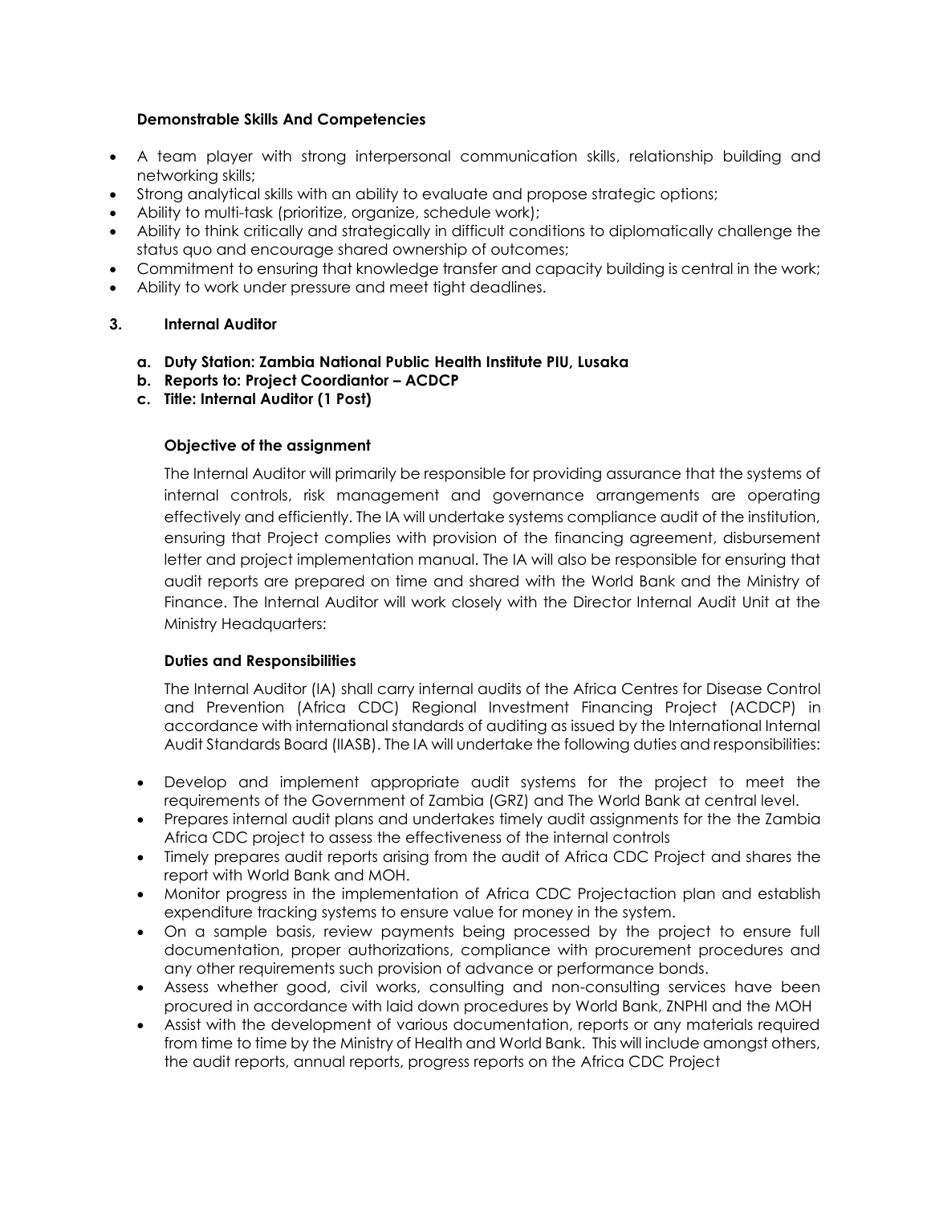**Demonstrable Skills And Competencies**

- A team player with strong interpersonal communication skills, relationship building and networking skills;
- Strong analytical skills with an ability to evaluate and propose strategic options;
- Ability to multi-task (prioritize, organize, schedule work);
- Ability to think critically and strategically in difficult conditions to diplomatically challenge the status quo and encourage shared ownership of outcomes;
- Commitment to ensuring that knowledge transfer and capacity building is central in the work;
- Ability to work under pressure and meet tight deadlines.

## 3. Internal Auditor

a. **Duty Station: Zambia National Public Health Institute PIU, Lusaka**
b. **Reports to: Project Coordiantor – ACDCP**
c. **Title: Internal Auditor (1 Post)**

**Objective of the assignment**

The Internal Auditor will primarily be responsible for providing assurance that the systems of internal controls, risk management and governance arrangements are operating effectively and efficiently. The IA will undertake systems compliance audit of the institution, ensuring that Project complies with provision of the financing agreement, disbursement letter and project implementation manual. The IA will also be responsible for ensuring that audit reports are prepared on time and shared with the World Bank and the Ministry of Finance. The Internal Auditor will work closely with the Director Internal Audit Unit at the Ministry Headquarters:

**Duties and Responsibilities**

The Internal Auditor (IA) shall carry internal audits of the Africa Centres for Disease Control and Prevention (Africa CDC) Regional Investment Financing Project (ACDCP) in accordance with international standards of auditing as issued by the International Internal Audit Standards Board (IIASB). The IA will undertake the following duties and responsibilities:

- Develop and implement appropriate audit systems for the project to meet the requirements of the Government of Zambia (GRZ) and The World Bank at central level.
- Prepares internal audit plans and undertakes timely audit assignments for the the Zambia Africa CDC project to assess the effectiveness of the internal controls
- Timely prepares audit reports arising from the audit of Africa CDC Project and shares the report with World Bank and MOH.
- Monitor progress in the implementation of Africa CDC Projectaction plan and establish expenditure tracking systems to ensure value for money in the system.
- On a sample basis, review payments being processed by the project to ensure full documentation, proper authorizations, compliance with procurement procedures and any other requirements such provision of advance or performance bonds.
- Assess whether good, civil works, consulting and non-consulting services have been procured in accordance with laid down procedures by World Bank, ZNPHI and the MOH
- Assist with the development of various documentation, reports or any materials required from time to time by the Ministry of Health and World Bank. This will include amongst others, the audit reports, annual reports, progress reports on the Africa CDC Project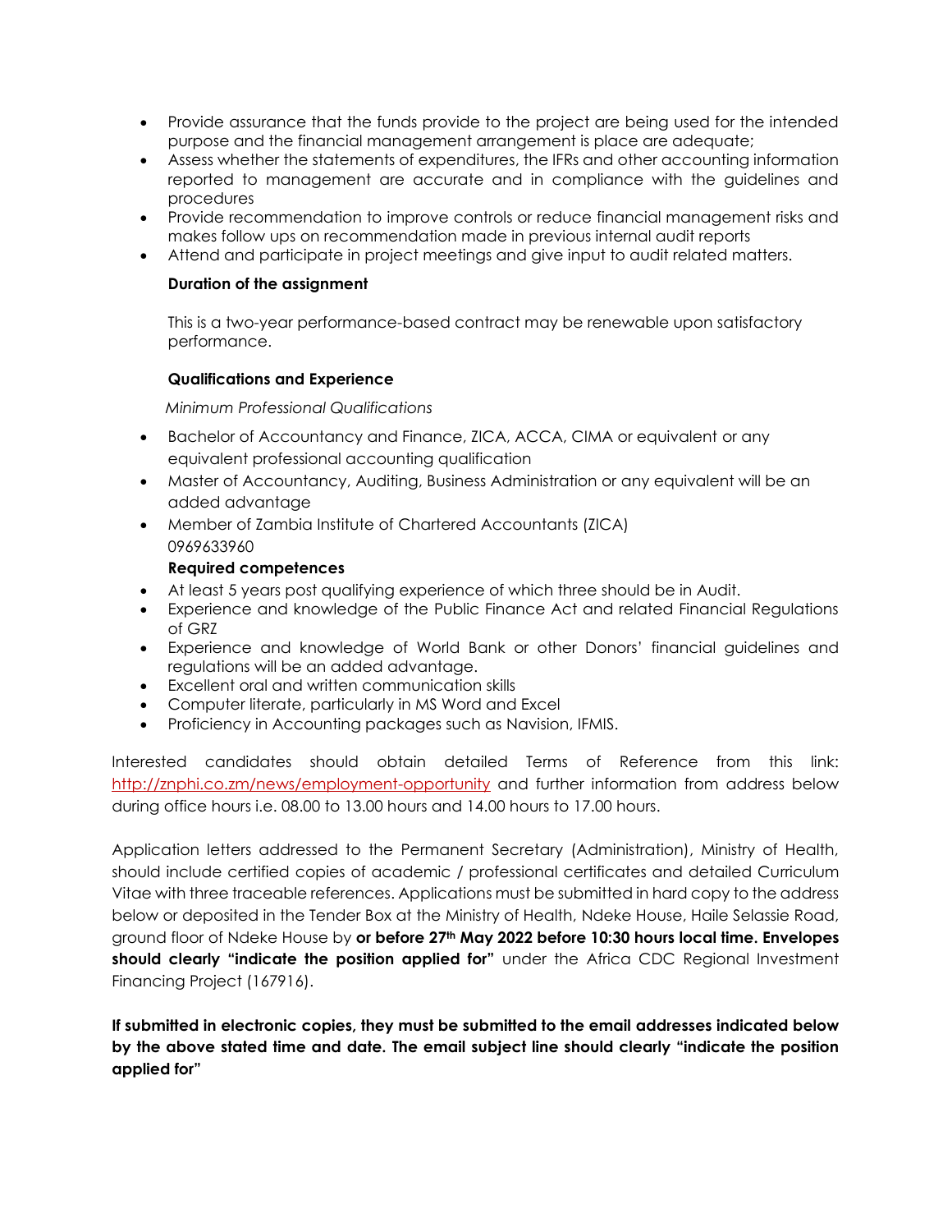- Provide assurance that the funds provide to the project are being used for the intended purpose and the financial management arrangement is place are adequate;
- Assess whether the statements of expenditures, the IFRs and other accounting information reported to management are accurate and in compliance with the guidelines and procedures
- Provide recommendation to improve controls or reduce financial management risks and makes follow ups on recommendation made in previous internal audit reports
- Attend and participate in project meetings and give input to audit related matters.

**Duration of the assignment**

This is a two-year performance-based contract may be renewable upon satisfactory performance.

**Qualifications and Experience**

*Minimum Professional Qualifications*

- Bachelor of Accountancy and Finance, ZICA, ACCA, CIMA or equivalent or any equivalent professional accounting qualification
- Master of Accountancy, Auditing, Business Administration or any equivalent will be an added advantage
- Member of Zambia Institute of Chartered Accountants (ZICA)

0969633960

**Required competences**

- At least 5 years post qualifying experience of which three should be in Audit.
- Experience and knowledge of the Public Finance Act and related Financial Regulations of GRZ
- Experience and knowledge of World Bank or other Donors' financial guidelines and regulations will be an added advantage.
- Excellent oral and written communication skills
- Computer literate, particularly in MS Word and Excel
- Proficiency in Accounting packages such as Navision, IFMIS.

Interested candidates should obtain detailed Terms of Reference from this link: [http://znphi.co.zm/news/employment-opportunity](http://znphi.co.zm/news/employment-opportunity) and further information from address below during office hours i.e. 08.00 to 13.00 hours and 14.00 hours to 17.00 hours.

Application letters addressed to the Permanent Secretary (Administration), Ministry of Health, should include certified copies of academic / professional certificates and detailed Curriculum Vitae with three traceable references. Applications must be submitted in hard copy to the address below or deposited in the Tender Box at the Ministry of Health, Ndeke House, Haile Selassie Road, ground floor of Ndeke House by **or before 27th May 2022 before 10:30 hours local time. Envelopes should clearly "indicate the position applied for"** under the Africa CDC Regional Investment Financing Project (167916).

**If submitted in electronic copies, they must be submitted to the email addresses indicated below by the above stated time and date. The email subject line should clearly "indicate the position applied for"**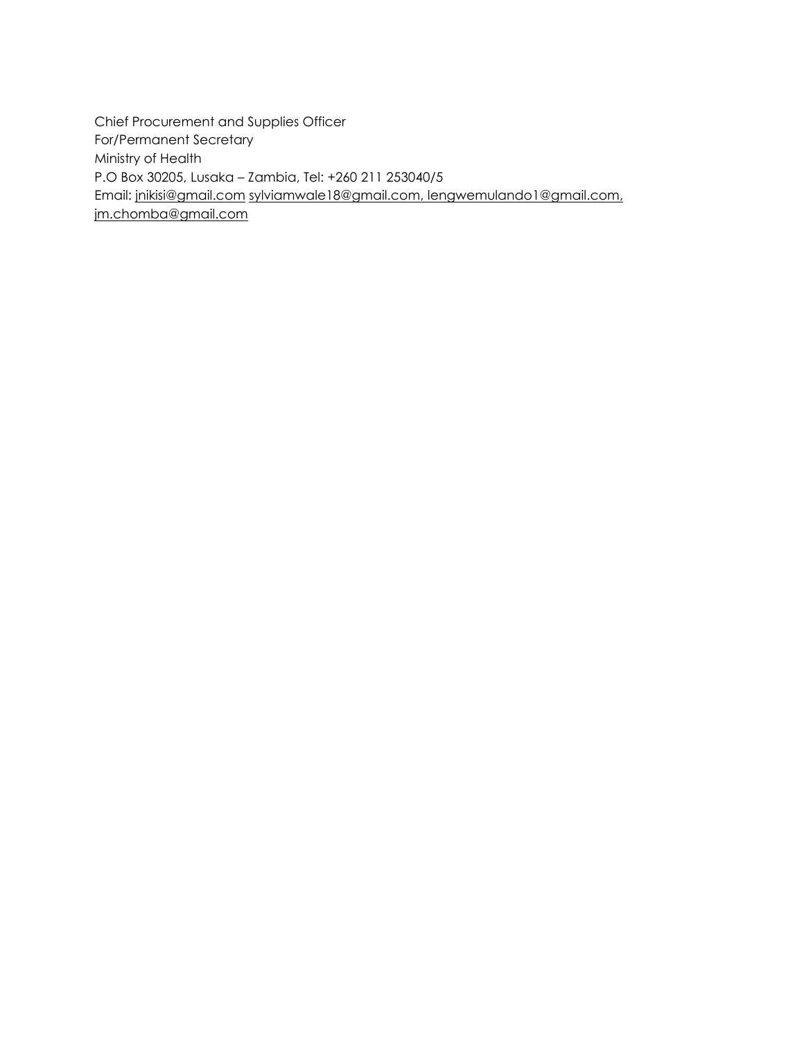Chief Procurement and Supplies Officer
For/Permanent Secretary
Ministry of Health
P.O Box 30205, Lusaka – Zambia, Tel: +260 211 253040/5
Email: jnikisi@gmail.com sylviamwale18@gmail.com, lengwemulando1@gmail.com, jm.chomba@gmail.com